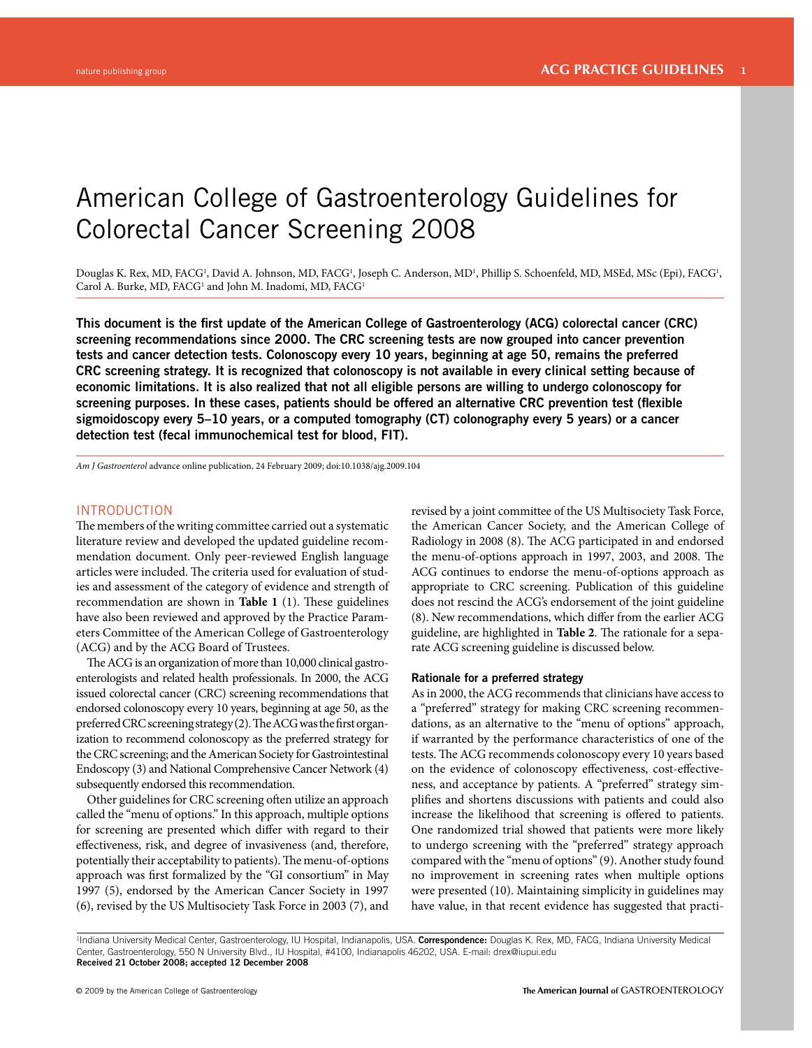# American College of Gastroenterology Guidelines for Colorectal Cancer Screening 2008

Douglas K. Rex, MD, FACG[1], David A. Johnson, MD, FACG[1], Joseph C. Anderson, MD[1], Phillip S. Schoenfeld, MD, MSEd, MSc (Epi), FACG[1], Carol A. Burke, MD, FACG[1] and John M. Inadomi, MD, FACG[1]

**This document is the first update of the American College of Gastroenterology (ACG) colorectal cancer (CRC) screening recommendations since 2000. The CRC screening tests are now grouped into cancer prevention tests and cancer detection tests. Colonoscopy every 10 years, beginning at age 50, remains the preferred CRC screening strategy. It is recognized that colonoscopy is not available in every clinical setting because of economic limitations. It is also realized that not all eligible persons are willing to undergo colonoscopy for screening purposes. In these cases, patients should be offered an alternative CRC prevention test (flexible sigmoidoscopy every 5–10 years, or a computed tomography (CT) colonography every 5 years) or a cancer detection test (fecal immunochemical test for blood, FIT).**

*Am J Gastroenterol* advance online publication, 24 February 2009; doi:10.1038/ajg.2009.104

## INTRODUCTION

The members of the writing committee carried out a systematic literature review and developed the updated guideline recommendation document. Only peer-reviewed English language articles were included. The criteria used for evaluation of studies and assessment of the category of evidence and strength of recommendation are shown in **Table 1** (1). These guidelines have also been reviewed and approved by the Practice Parameters Committee of the American College of Gastroenterology (ACG) and by the ACG Board of Trustees.

The ACG is an organization of more than 10,000 clinical gastroenterologists and related health professionals. In 2000, the ACG issued colorectal cancer (CRC) screening recommendations that endorsed colonoscopy every 10 years, beginning at age 50, as the preferred CRC screening strategy (2). The ACG was the first organization to recommend colonoscopy as the preferred strategy for the CRC screening; and the American Society for Gastrointestinal Endoscopy (3) and National Comprehensive Cancer Network (4) subsequently endorsed this recommendation.

Other guidelines for CRC screening often utilize an approach called the "menu of options." In this approach, multiple options for screening are presented which differ with regard to their effectiveness, risk, and degree of invasiveness (and, therefore, potentially their acceptability to patients). The menu-of-options approach was first formalized by the "GI consortium" in May 1997 (5), endorsed by the American Cancer Society in 1997 (6), revised by the US Multisociety Task Force in 2003 (7), and revised by a joint committee of the US Multisociety Task Force, the American Cancer Society, and the American College of Radiology in 2008 (8). The ACG participated in and endorsed the menu-of-options approach in 1997, 2003, and 2008. The ACG continues to endorse the menu-of-options approach as appropriate to CRC screening. Publication of this guideline does not rescind the ACG's endorsement of the joint guideline (8). New recommendations, which differ from the earlier ACG guideline, are highlighted in **Table 2**. The rationale for a separate ACG screening guideline is discussed below.

### Rationale for a preferred strategy

As in 2000, the ACG recommends that clinicians have access to a "preferred" strategy for making CRC screening recommendations, as an alternative to the "menu of options" approach, if warranted by the performance characteristics of one of the tests. The ACG recommends colonoscopy every 10 years based on the evidence of colonoscopy effectiveness, cost-effectiveness, and acceptance by patients. A "preferred" strategy simplifies and shortens discussions with patients and could also increase the likelihood that screening is offered to patients. One randomized trial showed that patients were more likely to undergo screening with the "preferred" strategy approach compared with the "menu of options" (9). Another study found no improvement in screening rates when multiple options were presented (10). Maintaining simplicity in guidelines may have value, in that recent evidence has suggested that practi-

[1]Indiana University Medical Center, Gastroenterology, IU Hospital, Indianapolis, USA. **Correspondence:** Douglas K. Rex, MD, FACG, Indiana University Medical Center, Gastroenterology, 550 N University Blvd., IU Hospital, #4100, Indianapolis 46202, USA. E-mail: drex@iupui.edu
**Received 21 October 2008; accepted 12 December 2008**

© 2009 by the American College of Gastroenterology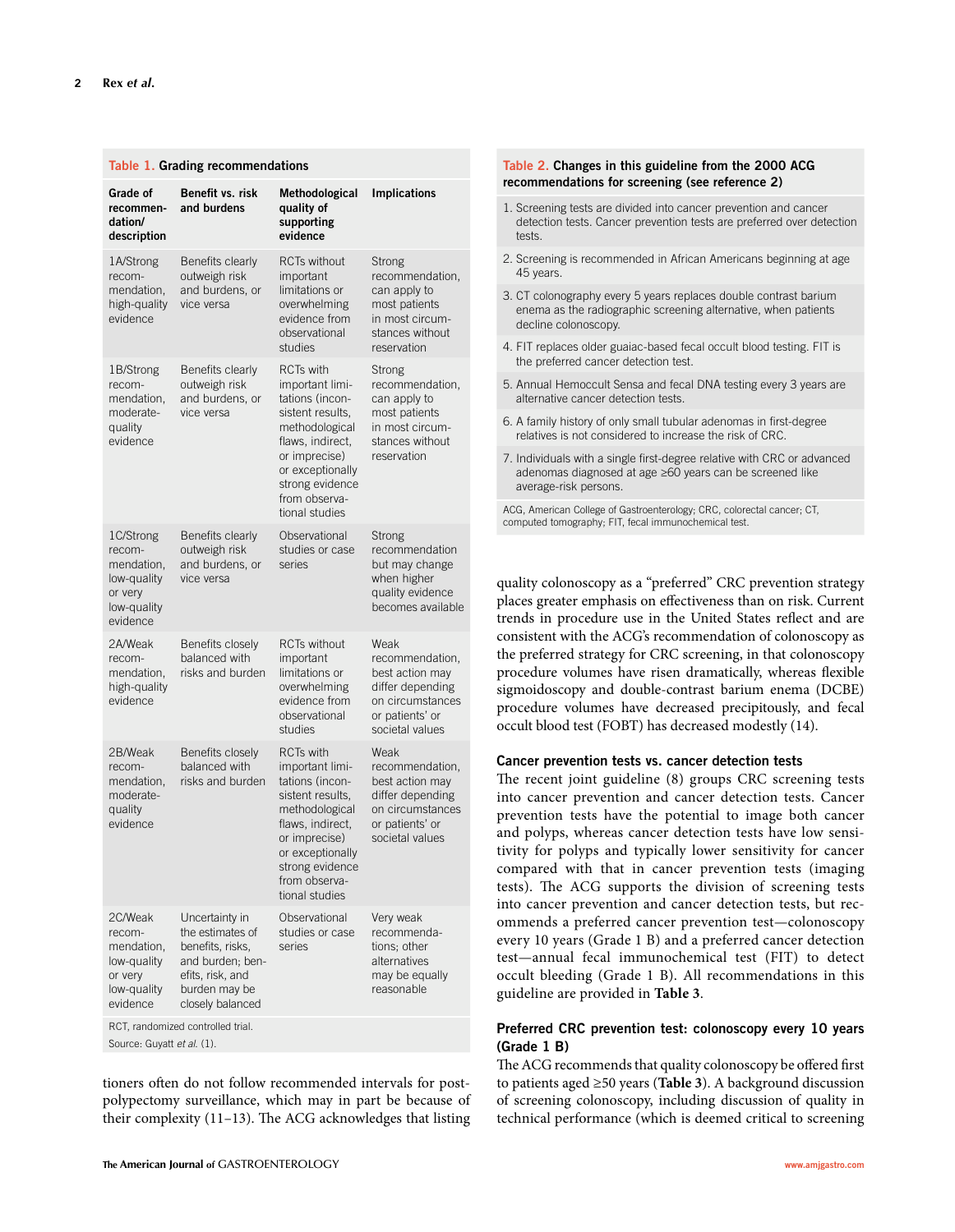**Table 1. Grading recommendations**

| Grade of recommendation/ description | Benefit vs. risk and burdens | Methodological quality of supporting evidence | Implications |
|---|---|---|---|
| 1A/Strong recommendation, high-quality evidence | Benefits clearly outweigh risk and burdens, or vice versa | RCTs without important limitations or overwhelming evidence from observational studies | Strong recommendation, can apply to most patients in most circumstances without reservation |
| 1B/Strong recommendation, moderate-quality evidence | Benefits clearly outweigh risk and burdens, or vice versa | RCTs with important limitations (inconsistent results, methodological flaws, indirect, or imprecise) or exceptionally strong evidence from observational studies | Strong recommendation, can apply to most patients in most circumstances without reservation |
| 1C/Strong recommendation, low-quality or very low-quality evidence | Benefits clearly outweigh risk and burdens, or vice versa | Observational studies or case series | Strong recommendation but may change when higher quality evidence becomes available |
| 2A/Weak recommendation, high-quality evidence | Benefits closely balanced with risks and burden | RCTs without important limitations or overwhelming evidence from observational studies | Weak recommendation, best action may differ depending on circumstances or patients' or societal values |
| 2B/Weak recommendation, moderate-quality evidence | Benefits closely balanced with risks and burden | RCTs with important limitations (inconsistent results, methodological flaws, indirect, or imprecise) or exceptionally strong evidence from observational studies | Weak recommendation, best action may differ depending on circumstances or patients' or societal values |
| 2C/Weak recommendation, low-quality or very low-quality evidence | Uncertainty in the estimates of benefits, risks, and burden; benefits, risk, and burden may be closely balanced | Observational studies or case series | Very weak recommendations; other alternatives may be equally reasonable |

RCT, randomized controlled trial.

Source: Guyatt *et al.* (1).

tioners often do not follow recommended intervals for post-polypectomy surveillance, which may in part be because of their complexity (11–13). The ACG acknowledges that listing quality colonoscopy as a "preferred" CRC prevention strategy places greater emphasis on effectiveness than on risk. Current trends in procedure use in the United States reflect and are consistent with the ACG's recommendation of colonoscopy as the preferred strategy for CRC screening, in that colonoscopy procedure volumes have risen dramatically, whereas flexible sigmoidoscopy and double-contrast barium enema (DCBE) procedure volumes have decreased precipitously, and fecal occult blood test (FOBT) has decreased modestly (14).

**Table 2. Changes in this guideline from the 2000 ACG recommendations for screening (see reference 2)**

1. Screening tests are divided into cancer prevention and cancer detection tests. Cancer prevention tests are preferred over detection tests.
2. Screening is recommended in African Americans beginning at age 45 years.
3. CT colonography every 5 years replaces double contrast barium enema as the radiographic screening alternative, when patients decline colonoscopy.
4. FIT replaces older guaiac-based fecal occult blood testing. FIT is the preferred cancer detection test.
5. Annual Hemoccult Sensa and fecal DNA testing every 3 years are alternative cancer detection tests.
6. A family history of only small tubular adenomas in first-degree relatives is not considered to increase the risk of CRC.
7. Individuals with a single first-degree relative with CRC or advanced adenomas diagnosed at age ≥60 years can be screened like average-risk persons.

ACG, American College of Gastroenterology; CRC, colorectal cancer; CT, computed tomography; FIT, fecal immunochemical test.

### Cancer prevention tests vs. cancer detection tests

The recent joint guideline (8) groups CRC screening tests into cancer prevention and cancer detection tests. Cancer prevention tests have the potential to image both cancer and polyps, whereas cancer detection tests have low sensitivity for polyps and typically lower sensitivity for cancer compared with that in cancer prevention tests (imaging tests). The ACG supports the division of screening tests into cancer prevention and cancer detection tests, but recommends a preferred cancer prevention test—colonoscopy every 10 years (Grade 1 B) and a preferred cancer detection test—annual fecal immunochemical test (FIT) to detect occult bleeding (Grade 1 B). All recommendations in this guideline are provided in **Table 3**.

### Preferred CRC prevention test: colonoscopy every 10 years (Grade 1 B)

The ACG recommends that quality colonoscopy be offered first to patients aged ≥50 years (**Table 3**). A background discussion of screening colonoscopy, including discussion of quality in technical performance (which is deemed critical to screening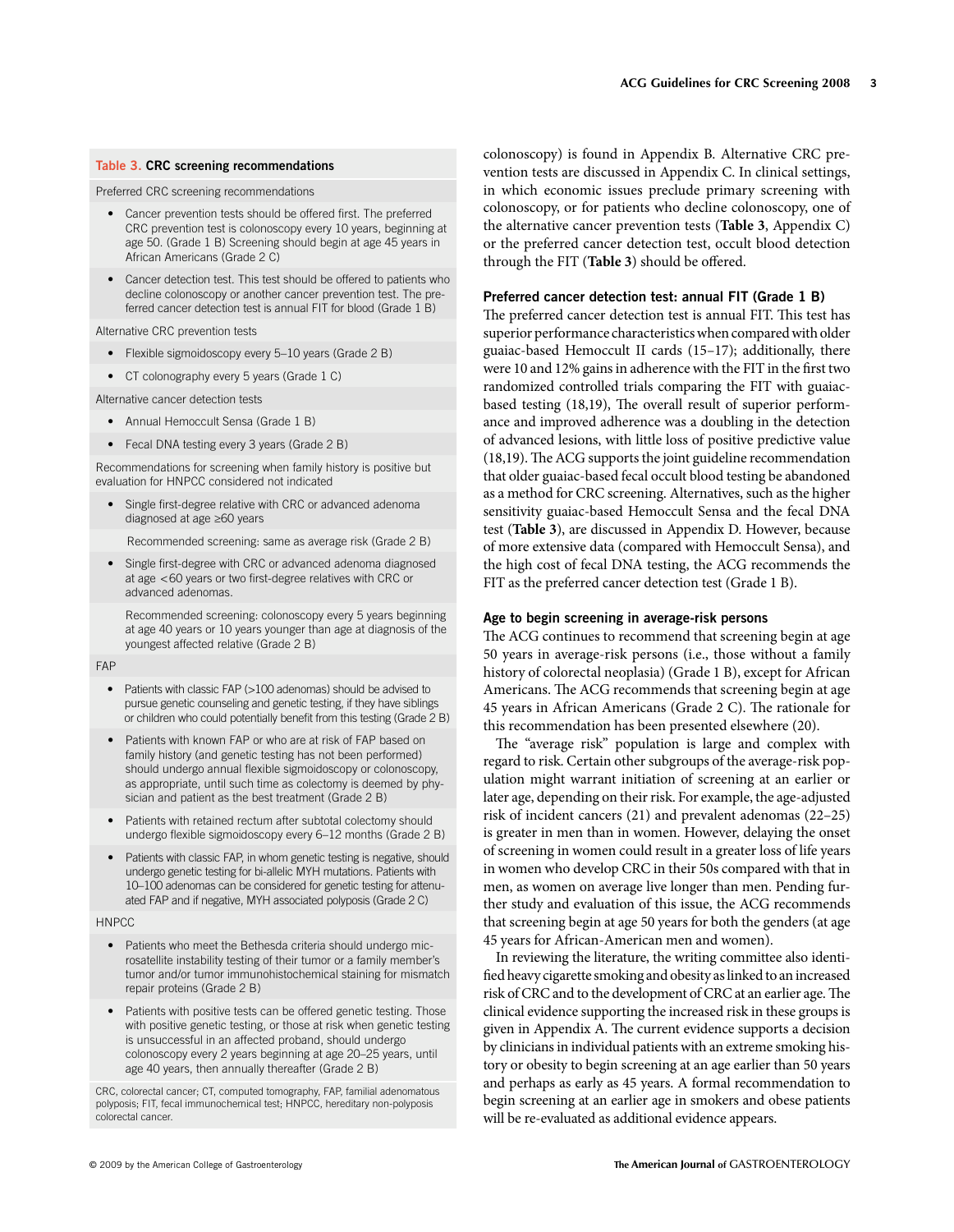**Table 3. CRC screening recommendations**

Preferred CRC screening recommendations

- Cancer prevention tests should be offered first. The preferred CRC prevention test is colonoscopy every 10 years, beginning at age 50. (Grade 1 B) Screening should begin at age 45 years in African Americans (Grade 2 C)
- Cancer detection test. This test should be offered to patients who decline colonoscopy or another cancer prevention test. The preferred cancer detection test is annual FIT for blood (Grade 1 B)

Alternative CRC prevention tests

- Flexible sigmoidoscopy every 5–10 years (Grade 2 B)
- CT colonography every 5 years (Grade 1 C)

Alternative cancer detection tests

- Annual Hemoccult Sensa (Grade 1 B)
- Fecal DNA testing every 3 years (Grade 2 B)

Recommendations for screening when family history is positive but evaluation for HNPCC considered not indicated

- Single first-degree relative with CRC or advanced adenoma diagnosed at age ≥60 years

  Recommended screening: same as average risk (Grade 2 B)

- Single first-degree with CRC or advanced adenoma diagnosed at age <60 years or two first-degree relatives with CRC or advanced adenomas.

  Recommended screening: colonoscopy every 5 years beginning at age 40 years or 10 years younger than age at diagnosis of the youngest affected relative (Grade 2 B)

FAP

- Patients with classic FAP (>100 adenomas) should be advised to pursue genetic counseling and genetic testing, if they have siblings or children who could potentially benefit from this testing (Grade 2 B)
- Patients with known FAP or who are at risk of FAP based on family history (and genetic testing has not been performed) should undergo annual flexible sigmoidoscopy or colonoscopy, as appropriate, until such time as colectomy is deemed by physician and patient as the best treatment (Grade 2 B)
- Patients with retained rectum after subtotal colectomy should undergo flexible sigmoidoscopy every 6–12 months (Grade 2 B)
- Patients with classic FAP, in whom genetic testing is negative, should undergo genetic testing for bi-allelic MYH mutations. Patients with 10–100 adenomas can be considered for genetic testing for attenuated FAP and if negative, MYH associated polyposis (Grade 2 C)

HNPCC

- Patients who meet the Bethesda criteria should undergo microsatellite instability testing of their tumor or a family member's tumor and/or tumor immunohistochemical staining for mismatch repair proteins (Grade 2 B)
- Patients with positive tests can be offered genetic testing. Those with positive genetic testing, or those at risk when genetic testing is unsuccessful in an affected proband, should undergo colonoscopy every 2 years beginning at age 20–25 years, until age 40 years, then annually thereafter (Grade 2 B)

CRC, colorectal cancer; CT, computed tomography, FAP, familial adenomatous polyposis; FIT, fecal immunochemical test; HNPCC, hereditary non-polyposis colorectal cancer.

colonoscopy) is found in Appendix B. Alternative CRC prevention tests are discussed in Appendix C. In clinical settings, in which economic issues preclude primary screening with colonoscopy, or for patients who decline colonoscopy, one of the alternative cancer prevention tests (**Table 3**, Appendix C) or the preferred cancer detection test, occult blood detection through the FIT (**Table 3**) should be offered.

### Preferred cancer detection test: annual FIT (Grade 1 B)

The preferred cancer detection test is annual FIT. This test has superior performance characteristics when compared with older guaiac-based Hemoccult II cards (15–17); additionally, there were 10 and 12% gains in adherence with the FIT in the first two randomized controlled trials comparing the FIT with guaiac-based testing (18,19), The overall result of superior performance and improved adherence was a doubling in the detection of advanced lesions, with little loss of positive predictive value (18,19). The ACG supports the joint guideline recommendation that older guaiac-based fecal occult blood testing be abandoned as a method for CRC screening. Alternatives, such as the higher sensitivity guaiac-based Hemoccult Sensa and the fecal DNA test (**Table 3**), are discussed in Appendix D. However, because of more extensive data (compared with Hemoccult Sensa), and the high cost of fecal DNA testing, the ACG recommends the FIT as the preferred cancer detection test (Grade 1 B).

### Age to begin screening in average-risk persons

The ACG continues to recommend that screening begin at age 50 years in average-risk persons (i.e., those without a family history of colorectal neoplasia) (Grade 1 B), except for African Americans. The ACG recommends that screening begin at age 45 years in African Americans (Grade 2 C). The rationale for this recommendation has been presented elsewhere (20).

The "average risk" population is large and complex with regard to risk. Certain other subgroups of the average-risk population might warrant initiation of screening at an earlier or later age, depending on their risk. For example, the age-adjusted risk of incident cancers (21) and prevalent adenomas (22–25) is greater in men than in women. However, delaying the onset of screening in women could result in a greater loss of life years in women who develop CRC in their 50s compared with that in men, as women on average live longer than men. Pending further study and evaluation of this issue, the ACG recommends that screening begin at age 50 years for both the genders (at age 45 years for African-American men and women).

In reviewing the literature, the writing committee also identified heavy cigarette smoking and obesity as linked to an increased risk of CRC and to the development of CRC at an earlier age. The clinical evidence supporting the increased risk in these groups is given in Appendix A. The current evidence supports a decision by clinicians in individual patients with an extreme smoking history or obesity to begin screening at an age earlier than 50 years and perhaps as early as 45 years. A formal recommendation to begin screening at an earlier age in smokers and obese patients will be re-evaluated as additional evidence appears.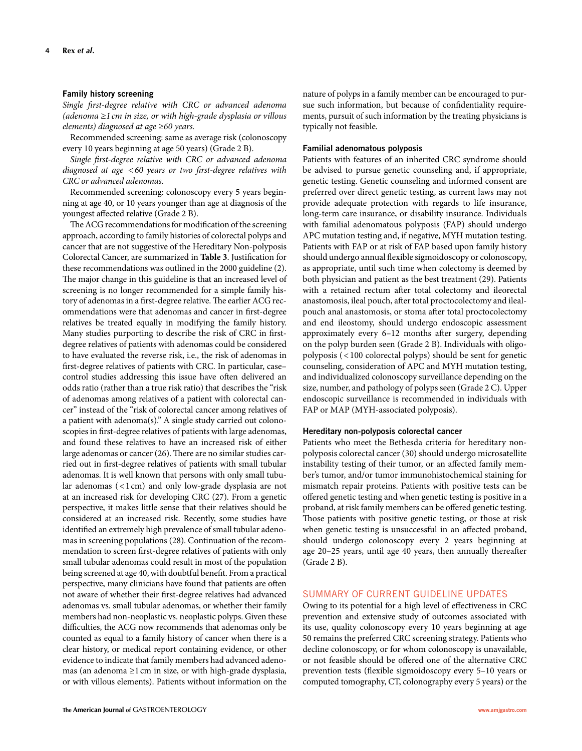### Family history screening

*Single first-degree relative with CRC or advanced adenoma (adenoma ≥1 cm in size, or with high-grade dysplasia or villous elements) diagnosed at age ≥60 years.*

Recommended screening: same as average risk (colonoscopy every 10 years beginning at age 50 years) (Grade 2 B).

*Single first-degree relative with CRC or advanced adenoma diagnosed at age <60 years or two first-degree relatives with CRC or advanced adenomas.*

Recommended screening: colonoscopy every 5 years beginning at age 40, or 10 years younger than age at diagnosis of the youngest affected relative (Grade 2 B).

The ACG recommendations for modification of the screening approach, according to family histories of colorectal polyps and cancer that are not suggestive of the Hereditary Non-polyposis Colorectal Cancer, are summarized in **Table 3**. Justification for these recommendations was outlined in the 2000 guideline (2). The major change in this guideline is that an increased level of screening is no longer recommended for a simple family history of adenomas in a first-degree relative. The earlier ACG recommendations were that adenomas and cancer in first-degree relatives be treated equally in modifying the family history. Many studies purporting to describe the risk of CRC in first-degree relatives of patients with adenomas could be considered to have evaluated the reverse risk, i.e., the risk of adenomas in first-degree relatives of patients with CRC. In particular, case–control studies addressing this issue have often delivered an odds ratio (rather than a true risk ratio) that describes the "risk of adenomas among relatives of a patient with colorectal cancer" instead of the "risk of colorectal cancer among relatives of a patient with adenoma(s)." A single study carried out colonoscopies in first-degree relatives of patients with large adenomas, and found these relatives to have an increased risk of either large adenomas or cancer (26). There are no similar studies carried out in first-degree relatives of patients with small tubular adenomas. It is well known that persons with only small tubular adenomas (<1 cm) and only low-grade dysplasia are not at an increased risk for developing CRC (27). From a genetic perspective, it makes little sense that their relatives should be considered at an increased risk. Recently, some studies have identified an extremely high prevalence of small tubular adenomas in screening populations (28). Continuation of the recommendation to screen first-degree relatives of patients with only small tubular adenomas could result in most of the population being screened at age 40, with doubtful benefit. From a practical perspective, many clinicians have found that patients are often not aware of whether their first-degree relatives had advanced adenomas vs. small tubular adenomas, or whether their family members had non-neoplastic vs. neoplastic polyps. Given these difficulties, the ACG now recommends that adenomas only be counted as equal to a family history of cancer when there is a clear history, or medical report containing evidence, or other evidence to indicate that family members had advanced adenomas (an adenoma ≥1 cm in size, or with high-grade dysplasia, or with villous elements). Patients without information on the nature of polyps in a family member can be encouraged to pursue such information, but because of confidentiality requirements, pursuit of such information by the treating physicians is typically not feasible.

### Familial adenomatous polyposis

Patients with features of an inherited CRC syndrome should be advised to pursue genetic counseling and, if appropriate, genetic testing. Genetic counseling and informed consent are preferred over direct genetic testing, as current laws may not provide adequate protection with regards to life insurance, long-term care insurance, or disability insurance. Individuals with familial adenomatous polyposis (FAP) should undergo APC mutation testing and, if negative, MYH mutation testing. Patients with FAP or at risk of FAP based upon family history should undergo annual flexible sigmoidoscopy or colonoscopy, as appropriate, until such time when colectomy is deemed by both physician and patient as the best treatment (29). Patients with a retained rectum after total colectomy and ileorectal anastomosis, ileal pouch, after total proctocolectomy and ileal-pouch anal anastomosis, or stoma after total proctocolectomy and end ileostomy, should undergo endoscopic assessment approximately every 6–12 months after surgery, depending on the polyp burden seen (Grade 2 B). Individuals with oligopolyposis (<100 colorectal polyps) should be sent for genetic counseling, consideration of APC and MYH mutation testing, and individualized colonoscopy surveillance depending on the size, number, and pathology of polyps seen (Grade 2 C). Upper endoscopic surveillance is recommended in individuals with FAP or MAP (MYH-associated polyposis).

### Hereditary non-polyposis colorectal cancer

Patients who meet the Bethesda criteria for hereditary non-polyposis colorectal cancer (30) should undergo microsatellite instability testing of their tumor, or an affected family member's tumor, and/or tumor immunohistochemical staining for mismatch repair proteins. Patients with positive tests can be offered genetic testing and when genetic testing is positive in a proband, at risk family members can be offered genetic testing. Those patients with positive genetic testing, or those at risk when genetic testing is unsuccessful in an affected proband, should undergo colonoscopy every 2 years beginning at age 20–25 years, until age 40 years, then annually thereafter (Grade 2 B).

## SUMMARY OF CURRENT GUIDELINE UPDATES

Owing to its potential for a high level of effectiveness in CRC prevention and extensive study of outcomes associated with its use, quality colonoscopy every 10 years beginning at age 50 remains the preferred CRC screening strategy. Patients who decline colonoscopy, or for whom colonoscopy is unavailable, or not feasible should be offered one of the alternative CRC prevention tests (flexible sigmoidoscopy every 5–10 years or computed tomography, CT, colonography every 5 years) or the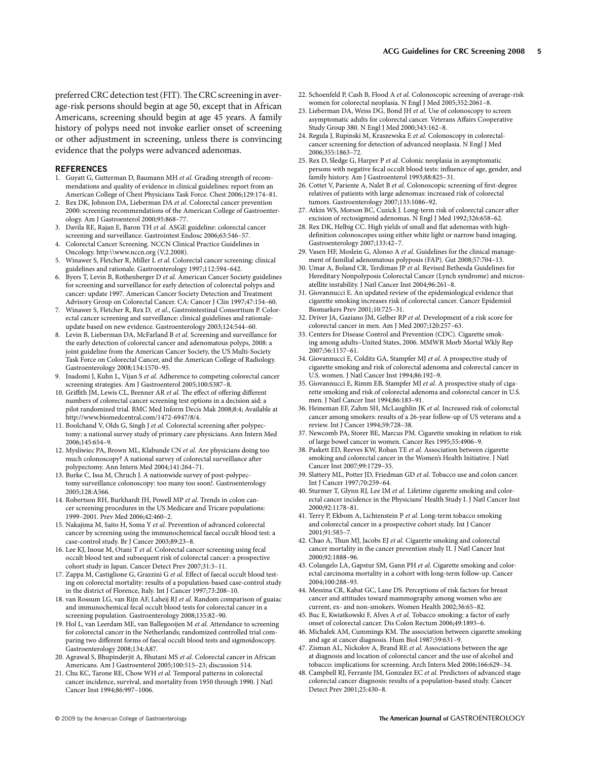preferred CRC detection test (FIT). The CRC screening in average-risk persons should begin at age 50, except that in African Americans, screening should begin at age 45 years. A family history of polyps need not invoke earlier onset of screening or other adjustment in screening, unless there is convincing evidence that the polyps were advanced adenomas.

## REFERENCES

1. Guyatt G, Gutterman D, Baumann MH *et al.* Grading strength of recommendations and quality of evidence in clinical guidelines: report from an American College of Chest Physicians Task Force. Chest 2006;129:174–81.
2. Rex DK, Johnson DA, Lieberman DA *et al.* Colorectal cancer prevention 2000: screening recommendations of the American College of Gastroenterology. Am J Gastroenterol 2000;95:868–77.
3. Davila RE, Rajan E, Baron TH *et al.* ASGE guideline: colorectal cancer screening and surveillance. Gastrointest Endosc 2006;63:546–57.
4. Colorectal Cancer Screening. NCCN Clinical Practice Guidelines in Oncology. http:\\www.nccn.org (V.2.2008).
5. Winawer S, Fletcher R, Miller L *et al.* Colorectal cancer screening: clinical guidelines and rationale. Gastroenterology 1997;112:594–642.
6. Byers T, Levin B, Rothenberger D *et al.* American Cancer Society guidelines for screening and surveillance for early detection of colorectal polyps and cancer: update 1997. American Cancer Society Detection and Treatment Advisory Group on Colorectal Cancer. CA: Cancer J Clin 1997;47:154–60.
7. Winawer S, Fletcher R, Rex D, *et al.*, Gastrointestinal Consortium P. Colorectal cancer screening and surveillance: clinical guidelines and rationale-update based on new evidence. Gastroenterology 2003;124:544–60.
8. Levin B, Lieberman DA, McFarland B *et al.* Screening and surveillance for the early detection of colorectal cancer and adenomatous polyps, 2008: a joint guideline from the American Cancer Society, the US Multi-Society Task Force on Colorectal Cancer, and the American College of Radiology. Gastroenterology 2008;134:1570–95.
9. Inadomi J, Kuhn L, Vijan S *et al.* Adherence to competing colorectal cancer screening strategies. Am J Gastroenterol 2005;100:S387–8.
10. Griffith JM, Lewis CL, Brenner AR *et al.* The effect of offering different numbers of colorectal cancer screening test options in a decision aid: a pilot randomized trial. BMC Med Inform Decis Mak 2008;8:4; Available at http://www.biomedcentral.com/1472-6947/8/4.
11. Boolchand V, Olds G, Singh J *et al.* Colorectal screening after polypectomy: a national survey study of primary care physicians. Ann Intern Med 2006;145:654–9.
12. Mysliwiec PA, Brown ML, Klabunde CN *et al.* Are physicians doing too much colonoscopy? A national survey of colorectal surveillance after polypectomy. Ann Intern Med 2004;141:264–71.
13. Burke C, Issa M, Chruch J. A nationwide survey of post-polypectomy surveillance colonoscopy: too many too soon!. Gastroenterology 2005;128:A566.
14. Robertson RH, Burkhardt JH, Powell MP *et al.* Trends in colon cancer screening procedures in the US Medicare and Tricare populations: 1999–2001. Prev Med 2006;42:460–2.
15. Nakajima M, Saito H, Soma Y *et al.* Prevention of advanced colorectal cancer by screening using the immunochemical faecal occult blood test: a case-control study. Br J Cancer 2003;89:23–8.
16. Lee KJ, Inoue M, Otani T *et al.* Colorectal cancer screening using fecal occult blood test and subsequent risk of colorectal cancer: a prospective cohort study in Japan. Cancer Detect Prev 2007;31:3–11.
17. Zappa M, Castiglione G, Grazzini G *et al.* Effect of faecal occult blood testing on colorectal mortality: results of a population-based case-control study in the district of Florence, Italy. Int J Cancer 1997;73:208–10.
18. van Rossum LG, van Rijn AF, Laheij RJ *et al.* Random comparison of guaiac and immunochemical fecal occult blood tests for colorectal cancer in a screening population. Gastroenterology 2008;135:82–90.
19. Hol L, van Leerdam ME, van Ballegooijen M *et al.* Attendance to screening for colorectal cancer in the Netherlands; randomized controlled trial comparing two different forms of faecal occult blood tests and sigmoidoscopy. Gastroenterology 2008;134:A87.
20. Agrawal S, Bhupinderjit A, Bhutani MS *et al.* Colorectal cancer in African Americans. Am J Gastroenterol 2005;100:515–23; discussion 514.
21. Chu KC, Tarone RE, Chow WH *et al.* Temporal patterns in colorectal cancer incidence, survival, and mortality from 1950 through 1990. J Natl Cancer Inst 1994;86:997–1006.
22. Schoenfeld P, Cash B, Flood A *et al.* Colonoscopic screening of average-risk women for colorectal neoplasia. N Engl J Med 2005;352:2061–8.
23. Lieberman DA, Weiss DG, Bond JH *et al.* Use of colonoscopy to screen asymptomatic adults for colorectal cancer. Veterans Affairs Cooperative Study Group 380. N Engl J Med 2000;343:162–8.
24. Regula J, Rupinski M, Kraszewska E *et al.* Colonoscopy in colorectal-cancer screening for detection of advanced neoplasia. N Engl J Med 2006;355:1863–72.
25. Rex D, Sledge G, Harper P *et al.* Colonic neoplasia in asymptomatic persons with negative fecal occult blood tests: influence of age, gender, and family history. Am J Gastroenterol 1993;88:825–31.
26. Cottet V, Pariente A, Nalet B *et al.* Colonoscopic screening of first-degree relatives of patients with large adenomas: increased risk of colorectal tumors. Gastroenterology 2007;133:1086–92.
27. Atkin WS, Morson BC, Cuzick J. Long-term risk of colorectal cancer after excision of rectosigmoid adenomas. N Engl J Med 1992;326:658–62.
28. Rex DK, Helbig CC. High yields of small and flat adenomas with high-definition colonoscopes using either white light or narrow band imaging. Gastroenterology 2007;133:42–7.
29. Vasen HF, Moslein G, Alonso A *et al.* Guidelines for the clinical management of familial adenomatous polyposis (FAP). Gut 2008;57:704–13.
30. Umar A, Boland CR, Terdiman JP *et al.* Revised Bethesda Guidelines for Hereditary Nonpolyposis Colorectal Cancer (Lynch syndrome) and microsatellite instability. J Natl Cancer Inst 2004;96:261–8.
31. Giovannucci E. An updated review of the epidemiological evidence that cigarette smoking increases risk of colorectal cancer. Cancer Epidemiol Biomarkers Prev 2001;10:725–31.
32. Driver JA, Gaziano JM, Gelber RP *et al.* Development of a risk score for colorectal cancer in men. Am J Med 2007;120:257–63.
33. Centers for Disease Control and Prevention (CDC). Cigarette smoking among adults–United States, 2006. MMWR Morb Mortal Wkly Rep 2007;56:1157–61.
34. Giovannucci E, Colditz GA, Stampfer MJ *et al.* A prospective study of cigarette smoking and risk of colorectal adenoma and colorectal cancer in U.S. women. J Natl Cancer Inst 1994;86:192–9.
35. Giovannucci E, Rimm EB, Stampfer MJ *et al.* A prospective study of cigarette smoking and risk of colorectal adenoma and colorectal cancer in U.S. men. J Natl Cancer Inst 1994;86:183–91.
36. Heineman EF, Zahm SH, McLaughlin JK *et al.* Increased risk of colorectal cancer among smokers: results of a 26-year follow-up of US veterans and a review. Int J Cancer 1994;59:728–38.
37. Newcomb PA, Storer BE, Marcus PM. Cigarette smoking in relation to risk of large bowel cancer in women. Cancer Res 1995;55:4906–9.
38. Paskett ED, Reeves KW, Rohan TE *et al.* Association between cigarette smoking and colorectal cancer in the Women's Health Initiative. J Natl Cancer Inst 2007;99:1729–35.
39. Slattery ML, Potter JD, Friedman GD *et al.* Tobacco use and colon cancer. Int J Cancer 1997;70:259–64.
40. Sturmer T, Glynn RJ, Lee IM *et al.* Lifetime cigarette smoking and colorectal cancer incidence in the Physicians' Health Study I. J Natl Cancer Inst 2000;92:1178–81.
41. Terry P, Ekbom A, Lichtenstein P *et al.* Long-term tobacco smoking and colorectal cancer in a prospective cohort study. Int J Cancer 2001;91:585–7.
42. Chao A, Thun MJ, Jacobs EJ *et al.* Cigarette smoking and colorectal cancer mortality in the cancer prevention study II. J Natl Cancer Inst 2000;92:1888–96.
43. Colangelo LA, Gapstur SM, Gann PH *et al.* Cigarette smoking and colorectal carcinoma mortality in a cohort with long-term follow-up. Cancer 2004;100:288–93.
44. Messina CR, Kabat GC, Lane DS. Perceptions of risk factors for breast cancer and attitudes toward mammography among women who are current, ex- and non-smokers. Women Health 2002;36:65–82.
45. Buc E, Kwiatkowski F, Alves A *et al.* Tobacco smoking: a factor of early onset of colorectal cancer. Dis Colon Rectum 2006;49:1893–6.
46. Michalek AM, Cummings KM. The association between cigarette smoking and age at cancer diagnosis. Hum Biol 1987;59:631–9.
47. Zisman AL, Nickolov A, Brand RE *et al.* Associations between the age at diagnosis and location of colorectal cancer and the use of alcohol and tobacco: implications for screening. Arch Intern Med 2006;166:629–34.
48. Campbell RJ, Ferrante JM, Gonzalez EC *et al.* Predictors of advanced stage colorectal cancer diagnosis: results of a population-based study. Cancer Detect Prev 2001;25:430–8.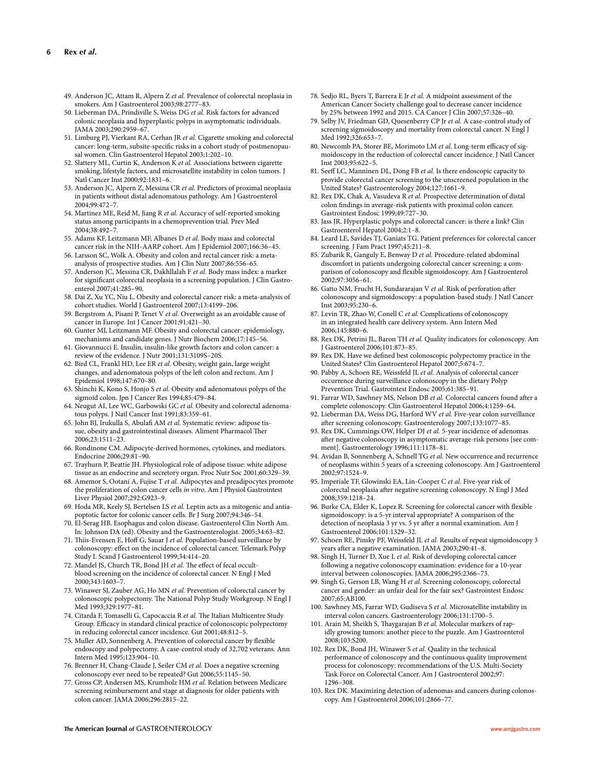49. Anderson JC, Attam R, Alpern Z *et al.* Prevalence of colorectal neoplasia in smokers. Am J Gastroenterol 2003;98:2777–83.
50. Lieberman DA, Prindiville S, Weiss DG *et al.* Risk factors for advanced colonic neoplasia and hyperplastic polyps in asymptomatic individuals. JAMA 2003;290:2959–67.
51. Limburg PJ, Vierkant RA, Cerhan JR *et al.* Cigarette smoking and colorectal cancer: long-term, subsite-specific risks in a cohort study of postmenopausal women. Clin Gastroenterol Hepatol 2003;1:202–10.
52. Slattery ML, Curtin K, Anderson K *et al.* Associations between cigarette smoking, lifestyle factors, and microsatellite instability in colon tumors. J Natl Cancer Inst 2000;92:1831–6.
53. Anderson JC, Alpern Z, Messina CR *et al.* Predictors of proximal neoplasia in patients without distal adenomatous pathology. Am J Gastroenterol 2004;99:472–7.
54. Martinez ME, Reid M, Jiang R *et al.* Accuracy of self-reported smoking status among participants in a chemoprevention trial. Prev Med 2004;38:492–7.
55. Adams KF, Leitzmann MF, Albanes D *et al.* Body mass and colorectal cancer risk in the NIH-AARP cohort. Am J Epidemiol 2007;166:36–45.
56. Larsson SC, Wolk A. Obesity and colon and rectal cancer risk: a meta-analysis of prospective studies. Am J Clin Nutr 2007;86:556–65.
57. Anderson JC, Messina CR, Dakhllalah F *et al.* Body mass index: a marker for significant colorectal neoplasia in a screening population. J Clin Gastroenterol 2007;41:285–90.
58. Dai Z, Xu YC, Niu L. Obesity and colorectal cancer risk: a meta-analysis of cohort studies. World J Gastroenterol 2007;13:4199–206.
59. Bergstrom A, Pisani P, Tenet V *et al.* Overweight as an avoidable cause of cancer in Europe. Int J Cancer 2001;91:421–30.
60. Gunter MJ, Leitzmann MF. Obesity and colorectal cancer: epidemiology, mechanisms and candidate genes. J Nutr Biochem 2006;17:145–56.
61. Giovannucci E. Insulin, insulin-like growth factors and colon cancer: a review of the evidence. J Nutr 2001;131:3109S–20S.
62. Bird CL, Frankl HD, Lee ER *et al.* Obesity, weight gain, large weight changes, and adenomatous polyps of the left colon and rectum. Am J Epidemiol 1998;147:670–80.
63. Shinchi K, Kono S, Honjo S *et al.* Obesity and adenomatous polyps of the sigmoid colon. Jpn J Cancer Res 1994;85:479–84.
64. Neugut AI, Lee WC, Garbowski GC *et al.* Obesity and colorectal adenomatous polyps. J Natl Cancer Inst 1991;83:359–61.
65. John BJ, Irukulla S, Abulafi AM *et al.* Systematic review: adipose tissue, obesity and gastrointestinal diseases. Aliment Pharmacol Ther 2006;23:1511–23.
66. Rondinone CM. Adipocyte-derived hormones, cytokines, and mediators. Endocrine 2006;29:81–90.
67. Trayhurn P, Beattie JH. Physiological role of adipose tissue: white adipose tissue as an endocrine and secretory organ. Proc Nutr Soc 2001;60:329–39.
68. Amemor S, Ootani A, Fujise T *et al.* Adipocytes and preadipocytes promote the proliferation of colon cancer cells *in vitro*. Am J Physiol Gastrointest Liver Physiol 2007;292:G923–9.
69. Hoda MR, Keely SJ, Bertelsen LS *et al.* Leptin acts as a mitogenic and antiapoptotic factor for colonic cancer cells. Br J Surg 2007;94:346–54.
70. El-Serag HB. Esophagus and colon disease. Gastroenterol Clin North Am. In: Johnson DA (ed). Obesity and the Gastroenterologist. 2005;34:63–82.
71. Thiis-Evensen E, Hoff G, Sauar J *et al.* Population-based surveillance by colonoscopy: effect on the incidence of colorectal cancer. Telemark Polyp Study I. Scand J Gastroenterol 1999;34:414–20.
72. Mandel JS, Church TR, Bond JH *et al.* The effect of fecal occult-blood screening on the incidence of colorectal cancer. N Engl J Med 2000;343:1603–7.
73. Winawer SJ, Zauber AG, Ho MN *et al.* Prevention of colorectal cancer by colonoscopic polypectomy. The National Polyp Study Workgroup. N Engl J Med 1993;329:1977–81.
74. Citarda F, Tomaselli G, Capocaccia R *et al.* The Italian Multicentre Study Group. Efficacy in standard clinical practice of colonoscopic polypectomy in reducing colorectal cancer incidence. Gut 2001;48:812–5.
75. Muller AD, Sonnenberg A. Prevention of colorectal cancer by flexible endoscopy and polypectomy. A case-control study of 32,702 veterans. Ann Intern Med 1995;123:904–10.
76. Brenner H, Chang-Claude J, Seiler CM *et al.* Does a negative screening colonoscopy ever need to be repeated? Gut 2006;55:1145–50.
77. Gross CP, Andersen MS, Krumholz HM *et al.* Relation between Medicare screening reimbursement and stage at diagnosis for older patients with colon cancer. JAMA 2006;296:2815–22.
78. Sedjo RL, Byers T, Barrera E Jr *et al.* A midpoint assessment of the American Cancer Society challenge goal to decrease cancer incidence by 25% between 1992 and 2015. CA Cancer J Clin 2007;57:326–40.
79. Selby JV, Friedman GD, Quesenberry CP Jr *et al.* A case-control study of screening sigmoidoscopy and mortality from colorectal cancer. N Engl J Med 1992;326:653–7.
80. Newcomb PA, Storer BE, Morimoto LM *et al.* Long-term efficacy of sigmoidoscopy in the reduction of colorectal cancer incidence. J Natl Cancer Inst 2003;95:622–5.
81. Seeff LC, Manninen DL, Dong FB *et al.* Is there endoscopic capacity to provide colorectal cancer screening to the unscreened population in the United States? Gastroenterology 2004;127:1661–9.
82. Rex DK, Chak A, Vasudeva R *et al.* Prospective determination of distal colon findings in average-risk patients with proximal colon cancer. Gastrointest Endosc 1999;49:727–30.
83. Jass JR. Hyperplastic polyps and colorectal cancer: is there a link? Clin Gastroenterol Hepatol 2004;2:1–8.
84. Leard LE, Savides TJ, Ganiats TG. Patient preferences for colorectal cancer screening. J Fam Pract 1997;45:211–8.
85. Zubarik R, Ganguly E, Benway D *et al.* Procedure-related abdominal discomfort in patients undergoing colorectal cancer screening: a comparison of colonoscopy and flexible sigmoidoscopy. Am J Gastroenterol 2002;97:3056–61.
86. Gatto NM, Frucht H, Sundararajan V *et al.* Risk of perforation after colonoscopy and sigmoidoscopy: a population-based study. J Natl Cancer Inst 2003;95:230–6.
87. Levin TR, Zhao W, Conell C *et al.* Complications of colonoscopy in an integrated health care delivery system. Ann Intern Med 2006;145:880–6.
88. Rex DK, Petrini JL, Baron TH *et al.* Quality indicators for colonoscopy. Am J Gastroenterol 2006;101:873–85.
89. Rex DK. Have we defined best colonoscopic polypectomy practice in the United States? Clin Gastroenterol Hepatol 2007;5:674–7.
90. Pabby A, Schoen RE, Weissfeld JL *et al.* Analysis of colorectal cancer occurrence during surveillance colonoscopy in the dietary Polyp Prevention Trial. Gastrointest Endosc 2005;61:385–91.
91. Farrar WD, Sawhney MS, Nelson DB *et al.* Colorectal cancers found after a complete colonoscopy. Clin Gastroenterol Hepatol 2006;4:1259–64.
92. Lieberman DA, Weiss DG, Harford WV *et al.* Five-year colon surveillance after screening colonoscopy. Gastroenterology 2007;133:1077–85.
93. Rex DK, Cummings OW, Helper DJ *et al.* 5-year incidence of adenomas after negative colonoscopy in asymptomatic average-risk persons [see comment]. Gastroenterology 1996;111:1178–81.
94. Avidan B, Sonnenberg A, Schnell TG *et al.* New occurrence and recurrence of neoplasms within 5 years of a screening colonoscopy. Am J Gastroenterol 2002;97:1524–9.
95. Imperiale TF, Glowinski EA, Lin-Cooper C *et al.* Five-year risk of colorectal neoplasia after negative screening colonoscopy. N Engl J Med 2008;359:1218–24.
96. Burke CA, Elder K, Lopez R. Screening for colorectal cancer with flexible sigmoidoscopy: is a 5-yr interval appropriate? A comparison of the detection of neoplasia 3 yr vs. 5 yr after a normal examination. Am J Gastroenterol 2006;101:1329–32.
97. Schoen RE, Pinsky PF, Weissfeld JL *et al.* Results of repeat sigmoidoscopy 3 years after a negative examination. JAMA 2003;290:41–8.
98. Singh H, Turner D, Xue L *et al.* Risk of developing colorectal cancer following a negative colonoscopy examination: evidence for a 10-year interval between colonoscopies. JAMA 2006;295:2366–73.
99. Singh G, Gerson LB, Wang H *et al.* Screening colonoscopy, colorectal cancer and gender: an unfair deal for the fair sex? Gastrointest Endosc 2007;65:AB100.
100. Sawhney MS, Farrar WD, Gudiseva S *et al.* Microsatellite instability in interval colon cancers. Gastroenterology 2006;131:1700–5.
101. Arain M, Sheikh S, Thaygarajan B *et al.* Molecular markers of rapidly growing tumors: another piece to the puzzle. Am J Gastroenterol 2008;103:S200.
102. Rex DK, Bond JH, Winawer S *et al.* Quality in the technical performance of colonoscopy and the continuous quality improvement process for colonoscopy: recommendations of the U.S. Multi-Society Task Force on Colorectal Cancer. Am J Gastroenterol 2002;97: 1296–308.
103. Rex DK. Maximizing detection of adenomas and cancers during colonoscopy. Am J Gastroenterol 2006;101:2866–77.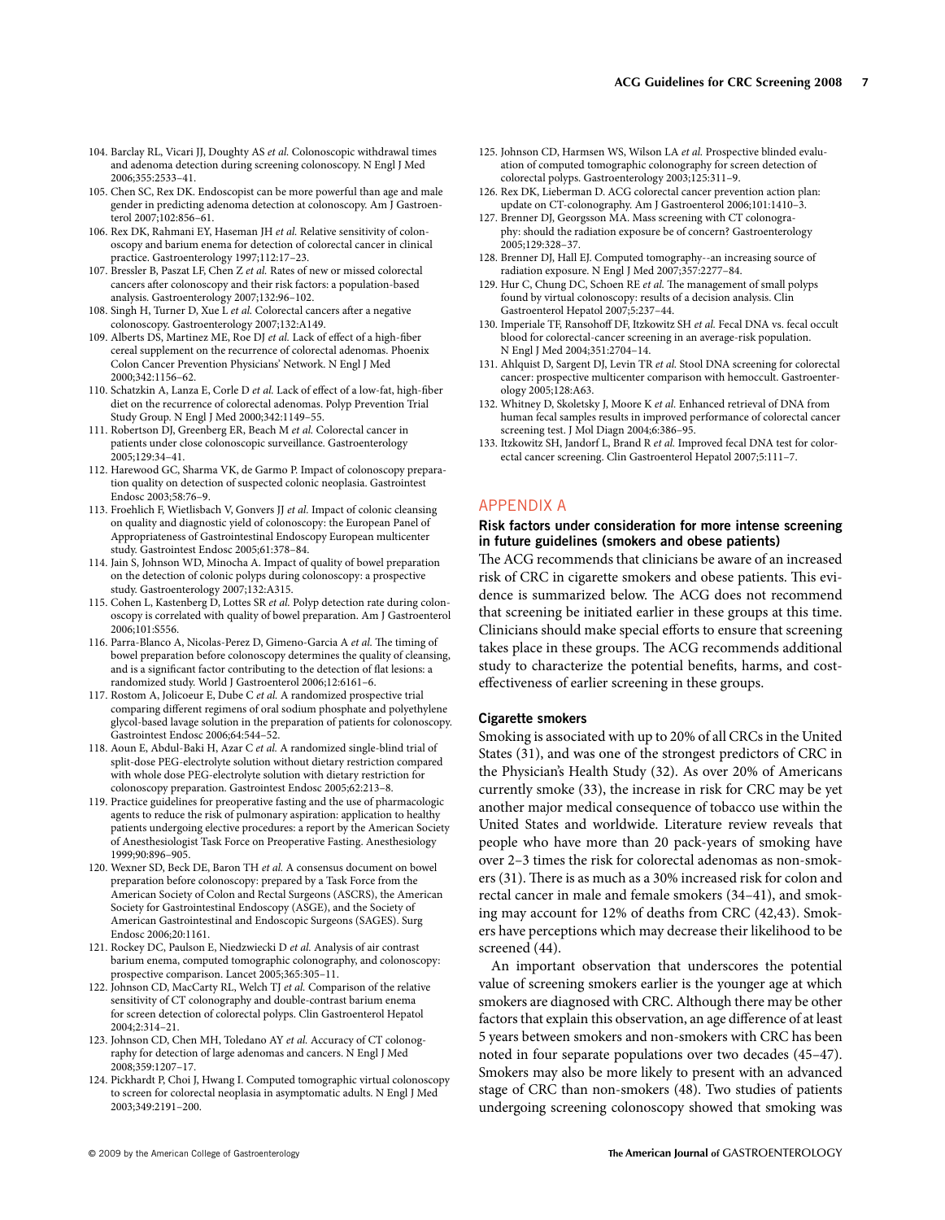104. Barclay RL, Vicari JJ, Doughty AS *et al.* Colonoscopic withdrawal times and adenoma detection during screening colonoscopy. N Engl J Med 2006;355:2533–41.
105. Chen SC, Rex DK. Endoscopist can be more powerful than age and male gender in predicting adenoma detection at colonoscopy. Am J Gastroenterol 2007;102:856–61.
106. Rex DK, Rahmani EY, Haseman JH *et al.* Relative sensitivity of colonoscopy and barium enema for detection of colorectal cancer in clinical practice. Gastroenterology 1997;112:17–23.
107. Bressler B, Paszat LF, Chen Z *et al.* Rates of new or missed colorectal cancers after colonoscopy and their risk factors: a population-based analysis. Gastroenterology 2007;132:96–102.
108. Singh H, Turner D, Xue L *et al.* Colorectal cancers after a negative colonoscopy. Gastroenterology 2007;132:A149.
109. Alberts DS, Martinez ME, Roe DJ *et al.* Lack of effect of a high-fiber cereal supplement on the recurrence of colorectal adenomas. Phoenix Colon Cancer Prevention Physicians' Network. N Engl J Med 2000;342:1156–62.
110. Schatzkin A, Lanza E, Corle D *et al.* Lack of effect of a low-fat, high-fiber diet on the recurrence of colorectal adenomas. Polyp Prevention Trial Study Group. N Engl J Med 2000;342:1149–55.
111. Robertson DJ, Greenberg ER, Beach M *et al.* Colorectal cancer in patients under close colonoscopic surveillance. Gastroenterology 2005;129:34–41.
112. Harewood GC, Sharma VK, de Garmo P. Impact of colonoscopy preparation quality on detection of suspected colonic neoplasia. Gastrointest Endosc 2003;58:76–9.
113. Froehlich F, Wietlisbach V, Gonvers JJ *et al.* Impact of colonic cleansing on quality and diagnostic yield of colonoscopy: the European Panel of Appropriateness of Gastrointestinal Endoscopy European multicenter study. Gastrointest Endosc 2005;61:378–84.
114. Jain S, Johnson WD, Minocha A. Impact of quality of bowel preparation on the detection of colonic polyps during colonoscopy: a prospective study. Gastroenterology 2007;132:A315.
115. Cohen L, Kastenberg D, Lottes SR *et al.* Polyp detection rate during colonoscopy is correlated with quality of bowel preparation. Am J Gastroenterol 2006;101:S556.
116. Parra-Blanco A, Nicolas-Perez D, Gimeno-Garcia A *et al.* The timing of bowel preparation before colonoscopy determines the quality of cleansing, and is a significant factor contributing to the detection of flat lesions: a randomized study. World J Gastroenterol 2006;12:6161–6.
117. Rostom A, Jolicoeur E, Dube C *et al.* A randomized prospective trial comparing different regimens of oral sodium phosphate and polyethylene glycol-based lavage solution in the preparation of patients for colonoscopy. Gastrointest Endosc 2006;64:544–52.
118. Aoun E, Abdul-Baki H, Azar C *et al.* A randomized single-blind trial of split-dose PEG-electrolyte solution without dietary restriction compared with whole dose PEG-electrolyte solution with dietary restriction for colonoscopy preparation. Gastrointest Endosc 2005;62:213–8.
119. Practice guidelines for preoperative fasting and the use of pharmacologic agents to reduce the risk of pulmonary aspiration: application to healthy patients undergoing elective procedures: a report by the American Society of Anesthesiologist Task Force on Preoperative Fasting. Anesthesiology 1999;90:896–905.
120. Wexner SD, Beck DE, Baron TH *et al.* A consensus document on bowel preparation before colonoscopy: prepared by a Task Force from the American Society of Colon and Rectal Surgeons (ASCRS), the American Society for Gastrointestinal Endoscopy (ASGE), and the Society of American Gastrointestinal and Endoscopic Surgeons (SAGES). Surg Endosc 2006;20:1161.
121. Rockey DC, Paulson E, Niedzwiecki D *et al.* Analysis of air contrast barium enema, computed tomographic colonography, and colonoscopy: prospective comparison. Lancet 2005;365:305–11.
122. Johnson CD, MacCarty RL, Welch TJ *et al.* Comparison of the relative sensitivity of CT colonography and double-contrast barium enema for screen detection of colorectal polyps. Clin Gastroenterol Hepatol 2004;2:314–21.
123. Johnson CD, Chen MH, Toledano AY *et al.* Accuracy of CT colonography for detection of large adenomas and cancers. N Engl J Med 2008;359:1207–17.
124. Pickhardt P, Choi J, Hwang I. Computed tomographic virtual colonoscopy to screen for colorectal neoplasia in asymptomatic adults. N Engl J Med 2003;349:2191–200.
125. Johnson CD, Harmsen WS, Wilson LA *et al.* Prospective blinded evaluation of computed tomographic colonography for screen detection of colorectal polyps. Gastroenterology 2003;125:311–9.
126. Rex DK, Lieberman D. ACG colorectal cancer prevention action plan: update on CT-colonography. Am J Gastroenterol 2006;101:1410–3.
127. Brenner DJ, Georgsson MA. Mass screening with CT colonography: should the radiation exposure be of concern? Gastroenterology 2005;129:328–37.
128. Brenner DJ, Hall EJ. Computed tomography--an increasing source of radiation exposure. N Engl J Med 2007;357:2277–84.
129. Hur C, Chung DC, Schoen RE *et al.* The management of small polyps found by virtual colonoscopy: results of a decision analysis. Clin Gastroenterol Hepatol 2007;5:237–44.
130. Imperiale TF, Ransohoff DF, Itzkowitz SH *et al.* Fecal DNA vs. fecal occult blood for colorectal-cancer screening in an average-risk population. N Engl J Med 2004;351:2704–14.
131. Ahlquist D, Sargent DJ, Levin TR *et al.* Stool DNA screening for colorectal cancer: prospective multicenter comparison with hemoccult. Gastroenterology 2005;128:A63.
132. Whitney D, Skoletsky J, Moore K *et al.* Enhanced retrieval of DNA from human fecal samples results in improved performance of colorectal cancer screening test. J Mol Diagn 2004;6:386–95.
133. Itzkowitz SH, Jandorf L, Brand R *et al.* Improved fecal DNA test for colorectal cancer screening. Clin Gastroenterol Hepatol 2007;5:111–7.

## APPENDIX A

### Risk factors under consideration for more intense screening in future guidelines (smokers and obese patients)

The ACG recommends that clinicians be aware of an increased risk of CRC in cigarette smokers and obese patients. This evidence is summarized below. The ACG does not recommend that screening be initiated earlier in these groups at this time. Clinicians should make special efforts to ensure that screening takes place in these groups. The ACG recommends additional study to characterize the potential benefits, harms, and cost-effectiveness of earlier screening in these groups.

### Cigarette smokers

Smoking is associated with up to 20% of all CRCs in the United States (31), and was one of the strongest predictors of CRC in the Physician's Health Study (32). As over 20% of Americans currently smoke (33), the increase in risk for CRC may be yet another major medical consequence of tobacco use within the United States and worldwide. Literature review reveals that people who have more than 20 pack-years of smoking have over 2–3 times the risk for colorectal adenomas as non-smokers (31). There is as much as a 30% increased risk for colon and rectal cancer in male and female smokers (34–41), and smoking may account for 12% of deaths from CRC (42,43). Smokers have perceptions which may decrease their likelihood to be screened (44).

An important observation that underscores the potential value of screening smokers earlier is the younger age at which smokers are diagnosed with CRC. Although there may be other factors that explain this observation, an age difference of at least 5 years between smokers and non-smokers with CRC has been noted in four separate populations over two decades (45–47). Smokers may also be more likely to present with an advanced stage of CRC than non-smokers (48). Two studies of patients undergoing screening colonoscopy showed that smoking was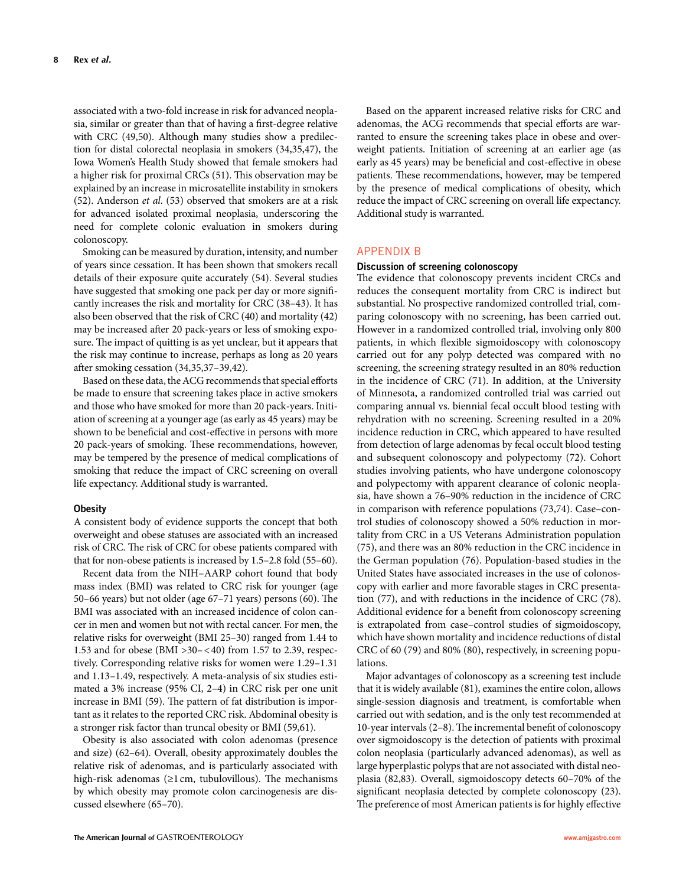associated with a two-fold increase in risk for advanced neoplasia, similar or greater than that of having a first-degree relative with CRC (49,50). Although many studies show a predilection for distal colorectal neoplasia in smokers (34,35,47), the Iowa Women's Health Study showed that female smokers had a higher risk for proximal CRCs (51). This observation may be explained by an increase in microsatellite instability in smokers (52). Anderson *et al.* (53) observed that smokers are at a risk for advanced isolated proximal neoplasia, underscoring the need for complete colonic evaluation in smokers during colonoscopy.

Smoking can be measured by duration, intensity, and number of years since cessation. It has been shown that smokers recall details of their exposure quite accurately (54). Several studies have suggested that smoking one pack per day or more significantly increases the risk and mortality for CRC (38–43). It has also been observed that the risk of CRC (40) and mortality (42) may be increased after 20 pack-years or less of smoking exposure. The impact of quitting is as yet unclear, but it appears that the risk may continue to increase, perhaps as long as 20 years after smoking cessation (34,35,37–39,42).

Based on these data, the ACG recommends that special efforts be made to ensure that screening takes place in active smokers and those who have smoked for more than 20 pack-years. Initiation of screening at a younger age (as early as 45 years) may be shown to be beneficial and cost-effective in persons with more 20 pack-years of smoking. These recommendations, however, may be tempered by the presence of medical complications of smoking that reduce the impact of CRC screening on overall life expectancy. Additional study is warranted.

#### Obesity

A consistent body of evidence supports the concept that both overweight and obese statuses are associated with an increased risk of CRC. The risk of CRC for obese patients compared with that for non-obese patients is increased by 1.5–2.8 fold (55–60).

Recent data from the NIH–AARP cohort found that body mass index (BMI) was related to CRC risk for younger (age 50–66 years) but not older (age 67–71 years) persons (60). The BMI was associated with an increased incidence of colon cancer in men and women but not with rectal cancer. For men, the relative risks for overweight (BMI 25–30) ranged from 1.44 to 1.53 and for obese (BMI >30– < 40) from 1.57 to 2.39, respectively. Corresponding relative risks for women were 1.29–1.31 and 1.13–1.49, respectively. A meta-analysis of six studies estimated a 3% increase (95% CI, 2–4) in CRC risk per one unit increase in BMI (59). The pattern of fat distribution is important as it relates to the reported CRC risk. Abdominal obesity is a stronger risk factor than truncal obesity or BMI (59,61).

Obesity is also associated with colon adenomas (presence and size) (62–64). Overall, obesity approximately doubles the relative risk of adenomas, and is particularly associated with high-risk adenomas (≥1 cm, tubulovillous). The mechanisms by which obesity may promote colon carcinogenesis are discussed elsewhere (65–70).

Based on the apparent increased relative risks for CRC and adenomas, the ACG recommends that special efforts are warranted to ensure the screening takes place in obese and overweight patients. Initiation of screening at an earlier age (as early as 45 years) may be beneficial and cost-effective in obese patients. These recommendations, however, may be tempered by the presence of medical complications of obesity, which reduce the impact of CRC screening on overall life expectancy. Additional study is warranted.

## APPENDIX B

#### Discussion of screening colonoscopy

The evidence that colonoscopy prevents incident CRCs and reduces the consequent mortality from CRC is indirect but substantial. No prospective randomized controlled trial, comparing colonoscopy with no screening, has been carried out. However in a randomized controlled trial, involving only 800 patients, in which flexible sigmoidoscopy with colonoscopy carried out for any polyp detected was compared with no screening, the screening strategy resulted in an 80% reduction in the incidence of CRC (71). In addition, at the University of Minnesota, a randomized controlled trial was carried out comparing annual vs. biennial fecal occult blood testing with rehydration with no screening. Screening resulted in a 20% incidence reduction in CRC, which appeared to have resulted from detection of large adenomas by fecal occult blood testing and subsequent colonoscopy and polypectomy (72). Cohort studies involving patients, who have undergone colonoscopy and polypectomy with apparent clearance of colonic neoplasia, have shown a 76–90% reduction in the incidence of CRC in comparison with reference populations (73,74). Case–control studies of colonoscopy showed a 50% reduction in mortality from CRC in a US Veterans Administration population (75), and there was an 80% reduction in the CRC incidence in the German population (76). Population-based studies in the United States have associated increases in the use of colonoscopy with earlier and more favorable stages in CRC presentation (77), and with reductions in the incidence of CRC (78). Additional evidence for a benefit from colonoscopy screening is extrapolated from case–control studies of sigmoidoscopy, which have shown mortality and incidence reductions of distal CRC of 60 (79) and 80% (80), respectively, in screening populations.

Major advantages of colonoscopy as a screening test include that it is widely available (81), examines the entire colon, allows single-session diagnosis and treatment, is comfortable when carried out with sedation, and is the only test recommended at 10-year intervals (2–8). The incremental benefit of colonoscopy over sigmoidoscopy is the detection of patients with proximal colon neoplasia (particularly advanced adenomas), as well as large hyperplastic polyps that are not associated with distal neoplasia (82,83). Overall, sigmoidoscopy detects 60–70% of the significant neoplasia detected by complete colonoscopy (23). The preference of most American patients is for highly effective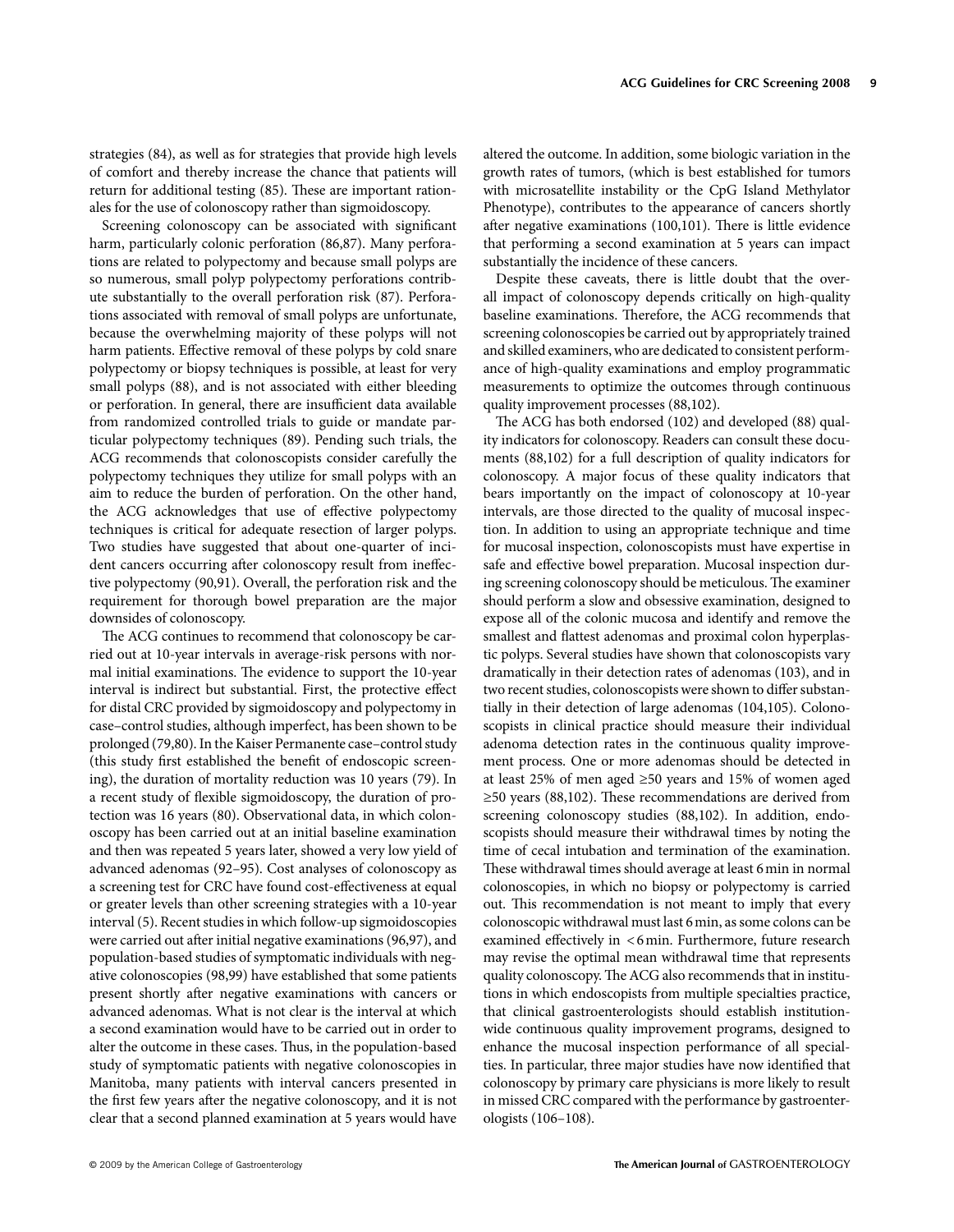strategies (84), as well as for strategies that provide high levels of comfort and thereby increase the chance that patients will return for additional testing (85). These are important rationales for the use of colonoscopy rather than sigmoidoscopy.

Screening colonoscopy can be associated with significant harm, particularly colonic perforation (86,87). Many perforations are related to polypectomy and because small polyps are so numerous, small polyp polypectomy perforations contribute substantially to the overall perforation risk (87). Perforations associated with removal of small polyps are unfortunate, because the overwhelming majority of these polyps will not harm patients. Effective removal of these polyps by cold snare polypectomy or biopsy techniques is possible, at least for very small polyps (88), and is not associated with either bleeding or perforation. In general, there are insufficient data available from randomized controlled trials to guide or mandate particular polypectomy techniques (89). Pending such trials, the ACG recommends that colonoscopists consider carefully the polypectomy techniques they utilize for small polyps with an aim to reduce the burden of perforation. On the other hand, the ACG acknowledges that use of effective polypectomy techniques is critical for adequate resection of larger polyps. Two studies have suggested that about one-quarter of incident cancers occurring after colonoscopy result from ineffective polypectomy (90,91). Overall, the perforation risk and the requirement for thorough bowel preparation are the major downsides of colonoscopy.

The ACG continues to recommend that colonoscopy be carried out at 10-year intervals in average-risk persons with normal initial examinations. The evidence to support the 10-year interval is indirect but substantial. First, the protective effect for distal CRC provided by sigmoidoscopy and polypectomy in case–control studies, although imperfect, has been shown to be prolonged (79,80). In the Kaiser Permanente case–control study (this study first established the benefit of endoscopic screening), the duration of mortality reduction was 10 years (79). In a recent study of flexible sigmoidoscopy, the duration of protection was 16 years (80). Observational data, in which colonoscopy has been carried out at an initial baseline examination and then was repeated 5 years later, showed a very low yield of advanced adenomas (92–95). Cost analyses of colonoscopy as a screening test for CRC have found cost-effectiveness at equal or greater levels than other screening strategies with a 10-year interval (5). Recent studies in which follow-up sigmoidoscopies were carried out after initial negative examinations (96,97), and population-based studies of symptomatic individuals with negative colonoscopies (98,99) have established that some patients present shortly after negative examinations with cancers or advanced adenomas. What is not clear is the interval at which a second examination would have to be carried out in order to alter the outcome in these cases. Thus, in the population-based study of symptomatic patients with negative colonoscopies in Manitoba, many patients with interval cancers presented in the first few years after the negative colonoscopy, and it is not clear that a second planned examination at 5 years would have altered the outcome. In addition, some biologic variation in the growth rates of tumors, (which is best established for tumors with microsatellite instability or the CpG Island Methylator Phenotype), contributes to the appearance of cancers shortly after negative examinations (100,101). There is little evidence that performing a second examination at 5 years can impact substantially the incidence of these cancers.

Despite these caveats, there is little doubt that the overall impact of colonoscopy depends critically on high-quality baseline examinations. Therefore, the ACG recommends that screening colonoscopies be carried out by appropriately trained and skilled examiners, who are dedicated to consistent performance of high-quality examinations and employ programmatic measurements to optimize the outcomes through continuous quality improvement processes (88,102).

The ACG has both endorsed (102) and developed (88) quality indicators for colonoscopy. Readers can consult these documents (88,102) for a full description of quality indicators for colonoscopy. A major focus of these quality indicators that bears importantly on the impact of colonoscopy at 10-year intervals, are those directed to the quality of mucosal inspection. In addition to using an appropriate technique and time for mucosal inspection, colonoscopists must have expertise in safe and effective bowel preparation. Mucosal inspection during screening colonoscopy should be meticulous. The examiner should perform a slow and obsessive examination, designed to expose all of the colonic mucosa and identify and remove the smallest and flattest adenomas and proximal colon hyperplastic polyps. Several studies have shown that colonoscopists vary dramatically in their detection rates of adenomas (103), and in two recent studies, colonoscopists were shown to differ substantially in their detection of large adenomas (104,105). Colonoscopists in clinical practice should measure their individual adenoma detection rates in the continuous quality improvement process. One or more adenomas should be detected in at least 25% of men aged ≥50 years and 15% of women aged ≥50 years (88,102). These recommendations are derived from screening colonoscopy studies (88,102). In addition, endoscopists should measure their withdrawal times by noting the time of cecal intubation and termination of the examination. These withdrawal times should average at least 6 min in normal colonoscopies, in which no biopsy or polypectomy is carried out. This recommendation is not meant to imply that every colonoscopic withdrawal must last 6 min, as some colons can be examined effectively in <6 min. Furthermore, future research may revise the optimal mean withdrawal time that represents quality colonoscopy. The ACG also recommends that in institutions in which endoscopists from multiple specialties practice, that clinical gastroenterologists should establish institution-wide continuous quality improvement programs, designed to enhance the mucosal inspection performance of all specialties. In particular, three major studies have now identified that colonoscopy by primary care physicians is more likely to result in missed CRC compared with the performance by gastroenterologists (106–108).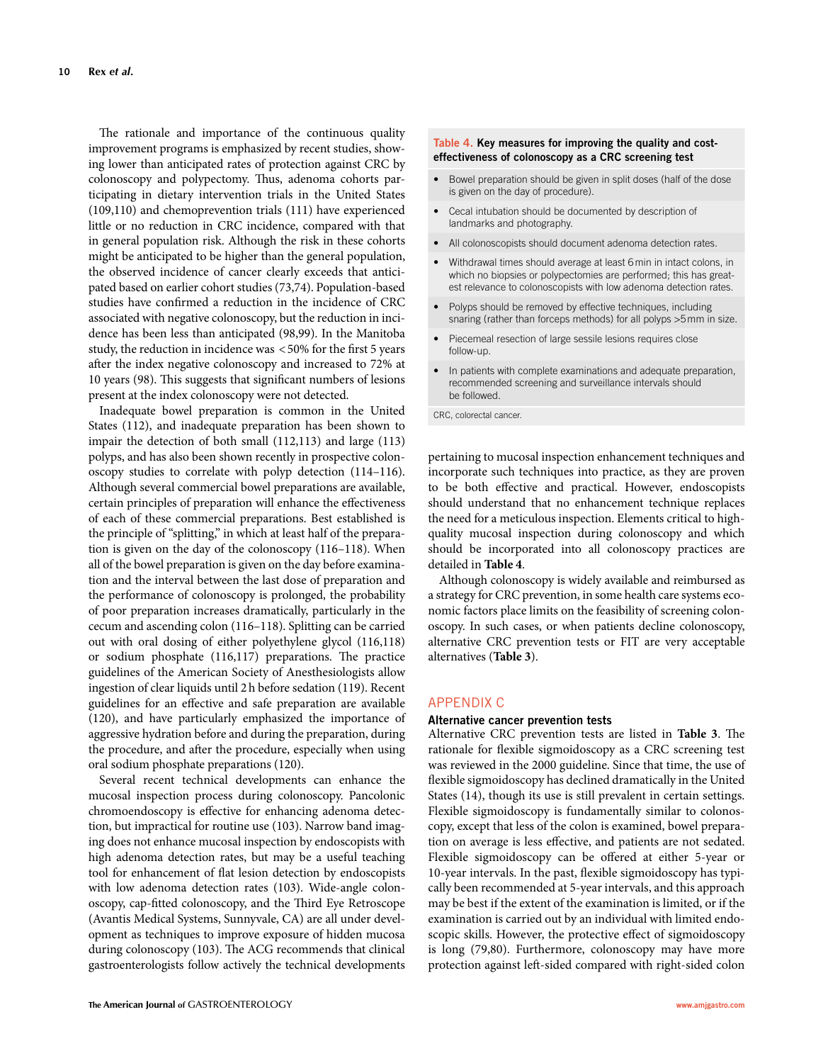The rationale and importance of the continuous quality improvement programs is emphasized by recent studies, showing lower than anticipated rates of protection against CRC by colonoscopy and polypectomy. Thus, adenoma cohorts participating in dietary intervention trials in the United States (109,110) and chemoprevention trials (111) have experienced little or no reduction in CRC incidence, compared with that in general population risk. Although the risk in these cohorts might be anticipated to be higher than the general population, the observed incidence of cancer clearly exceeds that anticipated based on earlier cohort studies (73,74). Population-based studies have confirmed a reduction in the incidence of CRC associated with negative colonoscopy, but the reduction in incidence has been less than anticipated (98,99). In the Manitoba study, the reduction in incidence was < 50% for the first 5 years after the index negative colonoscopy and increased to 72% at 10 years (98). This suggests that significant numbers of lesions present at the index colonoscopy were not detected.

Inadequate bowel preparation is common in the United States (112), and inadequate preparation has been shown to impair the detection of both small (112,113) and large (113) polyps, and has also been shown recently in prospective colonoscopy studies to correlate with polyp detection (114–116). Although several commercial bowel preparations are available, certain principles of preparation will enhance the effectiveness of each of these commercial preparations. Best established is the principle of "splitting," in which at least half of the preparation is given on the day of the colonoscopy (116–118). When all of the bowel preparation is given on the day before examination and the interval between the last dose of preparation and the performance of colonoscopy is prolonged, the probability of poor preparation increases dramatically, particularly in the cecum and ascending colon (116–118). Splitting can be carried out with oral dosing of either polyethylene glycol (116,118) or sodium phosphate (116,117) preparations. The practice guidelines of the American Society of Anesthesiologists allow ingestion of clear liquids until 2 h before sedation (119). Recent guidelines for an effective and safe preparation are available (120), and have particularly emphasized the importance of aggressive hydration before and during the preparation, during the procedure, and after the procedure, especially when using oral sodium phosphate preparations (120).

Several recent technical developments can enhance the mucosal inspection process during colonoscopy. Pancolonic chromoendoscopy is effective for enhancing adenoma detection, but impractical for routine use (103). Narrow band imaging does not enhance mucosal inspection by endoscopists with high adenoma detection rates, but may be a useful teaching tool for enhancement of flat lesion detection by endoscopists with low adenoma detection rates (103). Wide-angle colonoscopy, cap-fitted colonoscopy, and the Third Eye Retroscope (Avantis Medical Systems, Sunnyvale, CA) are all under development as techniques to improve exposure of hidden mucosa during colonoscopy (103). The ACG recommends that clinical gastroenterologists follow actively the technical developments pertaining to mucosal inspection enhancement techniques and incorporate such techniques into practice, as they are proven to be both effective and practical. However, endoscopists should understand that no enhancement technique replaces the need for a meticulous inspection. Elements critical to high-quality mucosal inspection during colonoscopy and which should be incorporated into all colonoscopy practices are detailed in **Table 4**.

**Table 4. Key measures for improving the quality and cost-effectiveness of colonoscopy as a CRC screening test**

- Bowel preparation should be given in split doses (half of the dose is given on the day of procedure).
- Cecal intubation should be documented by description of landmarks and photography.
- All colonoscopists should document adenoma detection rates.
- Withdrawal times should average at least 6 min in intact colons, in which no biopsies or polypectomies are performed; this has greatest relevance to colonoscopists with low adenoma detection rates.
- Polyps should be removed by effective techniques, including snaring (rather than forceps methods) for all polyps >5 mm in size.
- Piecemeal resection of large sessile lesions requires close follow-up.
- In patients with complete examinations and adequate preparation, recommended screening and surveillance intervals should be followed.

CRC, colorectal cancer.

Although colonoscopy is widely available and reimbursed as a strategy for CRC prevention, in some health care systems economic factors place limits on the feasibility of screening colonoscopy. In such cases, or when patients decline colonoscopy, alternative CRC prevention tests or FIT are very acceptable alternatives (**Table 3**).

## APPENDIX C

### Alternative cancer prevention tests

Alternative CRC prevention tests are listed in **Table 3**. The rationale for flexible sigmoidoscopy as a CRC screening test was reviewed in the 2000 guideline. Since that time, the use of flexible sigmoidoscopy has declined dramatically in the United States (14), though its use is still prevalent in certain settings. Flexible sigmoidoscopy is fundamentally similar to colonoscopy, except that less of the colon is examined, bowel preparation on average is less effective, and patients are not sedated. Flexible sigmoidoscopy can be offered at either 5-year or 10-year intervals. In the past, flexible sigmoidoscopy has typically been recommended at 5-year intervals, and this approach may be best if the extent of the examination is limited, or if the examination is carried out by an individual with limited endoscopic skills. However, the protective effect of sigmoidoscopy is long (79,80). Furthermore, colonoscopy may have more protection against left-sided compared with right-sided colon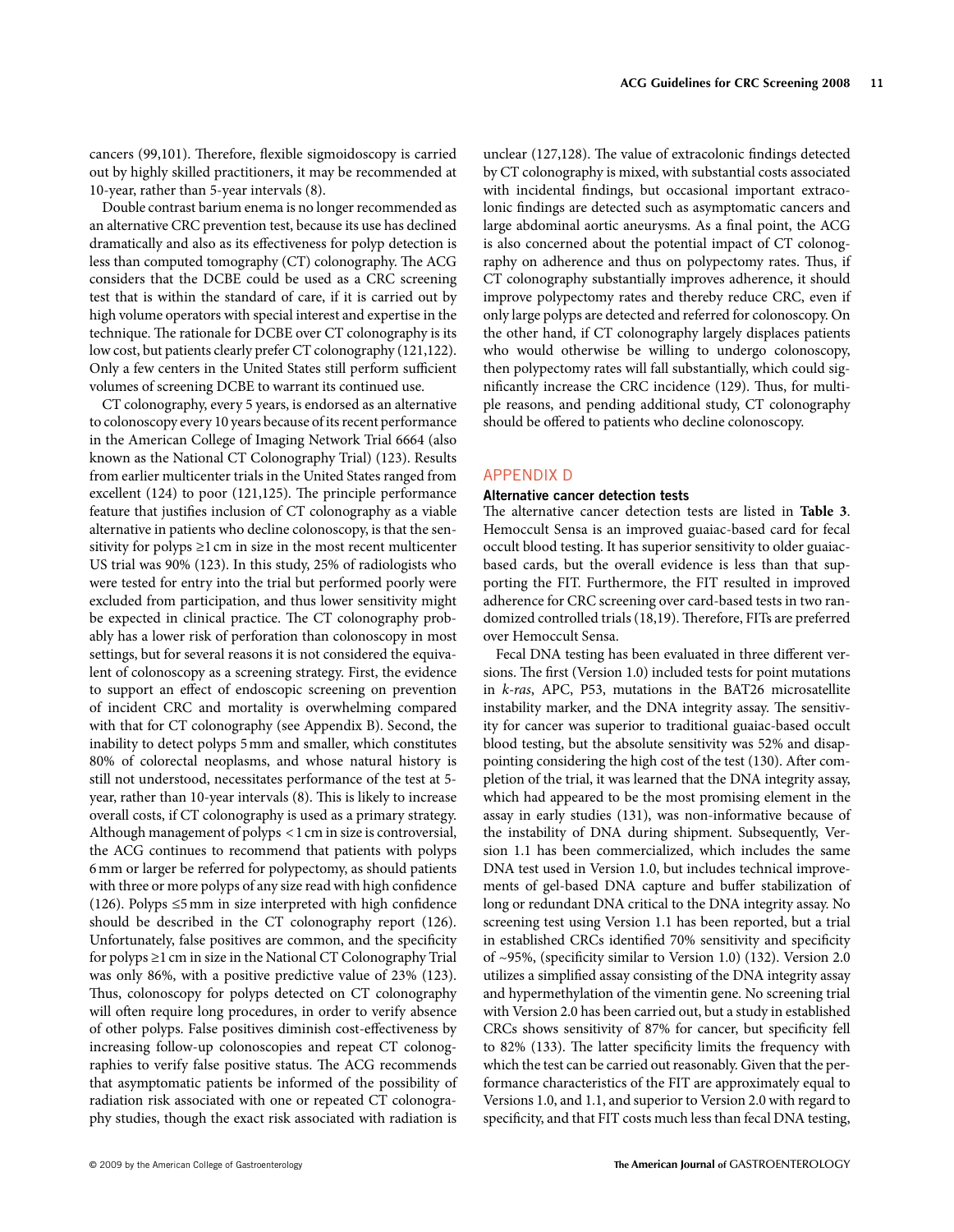cancers (99,101). Therefore, flexible sigmoidoscopy is carried out by highly skilled practitioners, it may be recommended at 10-year, rather than 5-year intervals (8).

Double contrast barium enema is no longer recommended as an alternative CRC prevention test, because its use has declined dramatically and also as its effectiveness for polyp detection is less than computed tomography (CT) colonography. The ACG considers that the DCBE could be used as a CRC screening test that is within the standard of care, if it is carried out by high volume operators with special interest and expertise in the technique. The rationale for DCBE over CT colonography is its low cost, but patients clearly prefer CT colonography (121,122). Only a few centers in the United States still perform sufficient volumes of screening DCBE to warrant its continued use.

CT colonography, every 5 years, is endorsed as an alternative to colonoscopy every 10 years because of its recent performance in the American College of Imaging Network Trial 6664 (also known as the National CT Colonography Trial) (123). Results from earlier multicenter trials in the United States ranged from excellent (124) to poor (121,125). The principle performance feature that justifies inclusion of CT colonography as a viable alternative in patients who decline colonoscopy, is that the sensitivity for polyps ≥1 cm in size in the most recent multicenter US trial was 90% (123). In this study, 25% of radiologists who were tested for entry into the trial but performed poorly were excluded from participation, and thus lower sensitivity might be expected in clinical practice. The CT colonography probably has a lower risk of perforation than colonoscopy in most settings, but for several reasons it is not considered the equivalent of colonoscopy as a screening strategy. First, the evidence to support an effect of endoscopic screening on prevention of incident CRC and mortality is overwhelming compared with that for CT colonography (see Appendix B). Second, the inability to detect polyps 5 mm and smaller, which constitutes 80% of colorectal neoplasms, and whose natural history is still not understood, necessitates performance of the test at 5-year, rather than 10-year intervals (8). This is likely to increase overall costs, if CT colonography is used as a primary strategy. Although management of polyps < 1 cm in size is controversial, the ACG continues to recommend that patients with polyps 6 mm or larger be referred for polypectomy, as should patients with three or more polyps of any size read with high confidence (126). Polyps ≤5 mm in size interpreted with high confidence should be described in the CT colonography report (126). Unfortunately, false positives are common, and the specificity for polyps ≥1 cm in size in the National CT Colonography Trial was only 86%, with a positive predictive value of 23% (123). Thus, colonoscopy for polyps detected on CT colonography will often require long procedures, in order to verify absence of other polyps. False positives diminish cost-effectiveness by increasing follow-up colonoscopies and repeat CT colonographies to verify false positive status. The ACG recommends that asymptomatic patients be informed of the possibility of radiation risk associated with one or repeated CT colonography studies, though the exact risk associated with radiation is unclear (127,128). The value of extracolonic findings detected by CT colonography is mixed, with substantial costs associated with incidental findings, but occasional important extracolonic findings are detected such as asymptomatic cancers and large abdominal aortic aneurysms. As a final point, the ACG is also concerned about the potential impact of CT colonography on adherence and thus on polypectomy rates. Thus, if CT colonography substantially improves adherence, it should improve polypectomy rates and thereby reduce CRC, even if only large polyps are detected and referred for colonoscopy. On the other hand, if CT colonography largely displaces patients who would otherwise be willing to undergo colonoscopy, then polypectomy rates will fall substantially, which could significantly increase the CRC incidence (129). Thus, for multiple reasons, and pending additional study, CT colonography should be offered to patients who decline colonoscopy.

## APPENDIX D

### Alternative cancer detection tests

The alternative cancer detection tests are listed in **Table 3**. Hemoccult Sensa is an improved guaiac-based card for fecal occult blood testing. It has superior sensitivity to older guaiac-based cards, but the overall evidence is less than that supporting the FIT. Furthermore, the FIT resulted in improved adherence for CRC screening over card-based tests in two randomized controlled trials (18,19). Therefore, FITs are preferred over Hemoccult Sensa.

Fecal DNA testing has been evaluated in three different versions. The first (Version 1.0) included tests for point mutations in *k-ras*, APC, P53, mutations in the BAT26 microsatellite instability marker, and the DNA integrity assay. The sensitivity for cancer was superior to traditional guaiac-based occult blood testing, but the absolute sensitivity was 52% and disappointing considering the high cost of the test (130). After completion of the trial, it was learned that the DNA integrity assay, which had appeared to be the most promising element in the assay in early studies (131), was non-informative because of the instability of DNA during shipment. Subsequently, Version 1.1 has been commercialized, which includes the same DNA test used in Version 1.0, but includes technical improvements of gel-based DNA capture and buffer stabilization of long or redundant DNA critical to the DNA integrity assay. No screening test using Version 1.1 has been reported, but a trial in established CRCs identified 70% sensitivity and specificity of ~95%, (specificity similar to Version 1.0) (132). Version 2.0 utilizes a simplified assay consisting of the DNA integrity assay and hypermethylation of the vimentin gene. No screening trial with Version 2.0 has been carried out, but a study in established CRCs shows sensitivity of 87% for cancer, but specificity fell to 82% (133). The latter specificity limits the frequency with which the test can be carried out reasonably. Given that the performance characteristics of the FIT are approximately equal to Versions 1.0, and 1.1, and superior to Version 2.0 with regard to specificity, and that FIT costs much less than fecal DNA testing,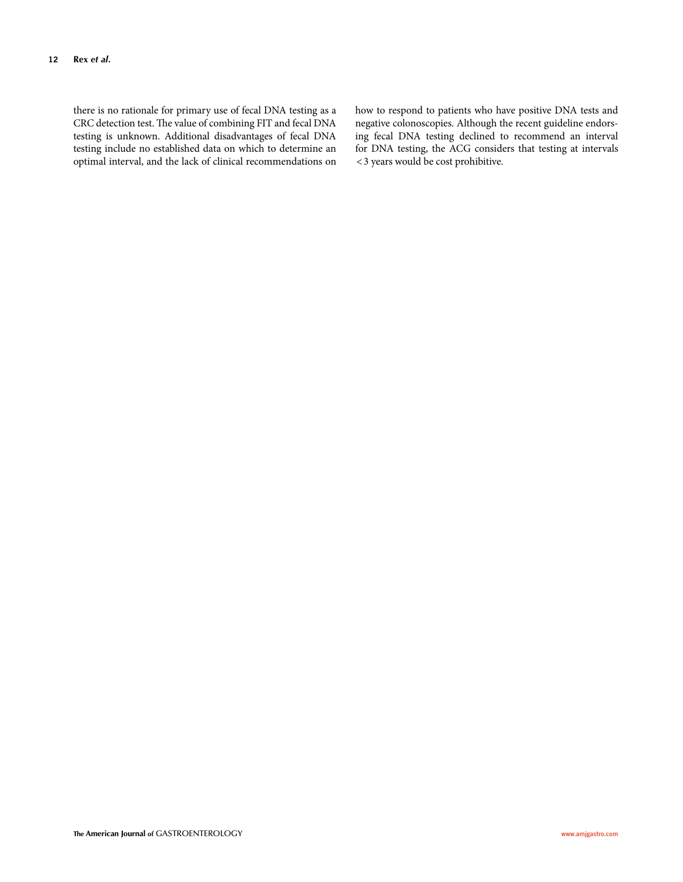there is no rationale for primary use of fecal DNA testing as a CRC detection test. The value of combining FIT and fecal DNA testing is unknown. Additional disadvantages of fecal DNA testing include no established data on which to determine an optimal interval, and the lack of clinical recommendations on how to respond to patients who have positive DNA tests and negative colonoscopies. Although the recent guideline endorsing fecal DNA testing declined to recommend an interval for DNA testing, the ACG considers that testing at intervals $<3$ years would be cost prohibitive.